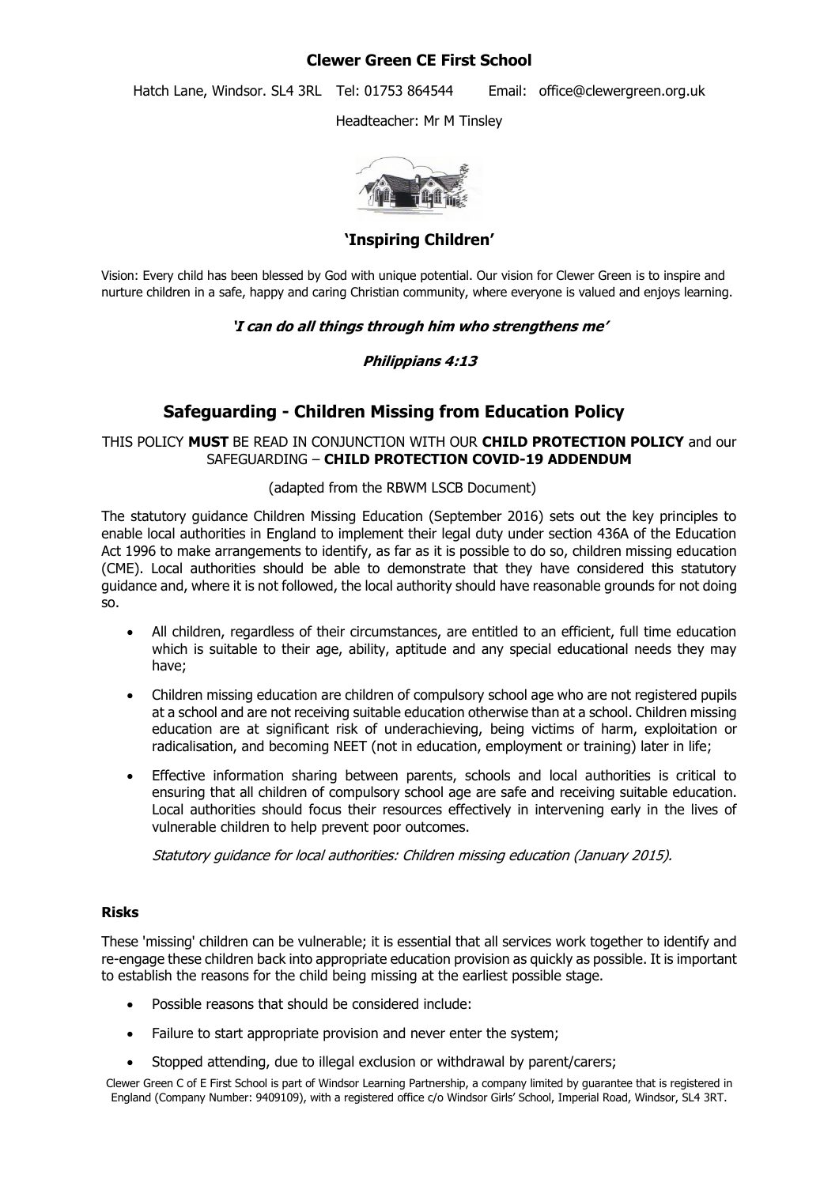**Clewer Green CE First School**

Hatch Lane, Windsor. SL4 3RL Tel: 01753 864544 Email: office@clewergreen.org.uk

Headteacher: Mr M Tinsley

**'Inspiring Children'**

Vision: Every child has been blessed by God with unique potential. Our vision for Clewer Green is to inspire and nurture children in a safe, happy and caring Christian community, where everyone is valued and enjoys learning.

***'I can do all things through him who strengthens me'***

***Philippians 4:13***

# Safeguarding - Children Missing from Education Policy

THIS POLICY **MUST** BE READ IN CONJUNCTION WITH OUR **CHILD PROTECTION POLICY** and our SAFEGUARDING – **CHILD PROTECTION COVID-19 ADDENDUM**

(adapted from the RBWM LSCB Document)

The statutory guidance Children Missing Education (September 2016) sets out the key principles to enable local authorities in England to implement their legal duty under section 436A of the Education Act 1996 to make arrangements to identify, as far as it is possible to do so, children missing education (CME). Local authorities should be able to demonstrate that they have considered this statutory guidance and, where it is not followed, the local authority should have reasonable grounds for not doing so.

- All children, regardless of their circumstances, are entitled to an efficient, full time education which is suitable to their age, ability, aptitude and any special educational needs they may have;
- Children missing education are children of compulsory school age who are not registered pupils at a school and are not receiving suitable education otherwise than at a school. Children missing education are at significant risk of underachieving, being victims of harm, exploitation or radicalisation, and becoming NEET (not in education, employment or training) later in life;
- Effective information sharing between parents, schools and local authorities is critical to ensuring that all children of compulsory school age are safe and receiving suitable education. Local authorities should focus their resources effectively in intervening early in the lives of vulnerable children to help prevent poor outcomes.

  *Statutory guidance for local authorities: Children missing education (January 2015).*

**Risks**

These 'missing' children can be vulnerable; it is essential that all services work together to identify and re-engage these children back into appropriate education provision as quickly as possible. It is important to establish the reasons for the child being missing at the earliest possible stage.

- Possible reasons that should be considered include:
- Failure to start appropriate provision and never enter the system;
- Stopped attending, due to illegal exclusion or withdrawal by parent/carers;

Clewer Green C of E First School is part of Windsor Learning Partnership, a company limited by guarantee that is registered in England (Company Number: 9409109), with a registered office c/o Windsor Girls' School, Imperial Road, Windsor, SL4 3RT.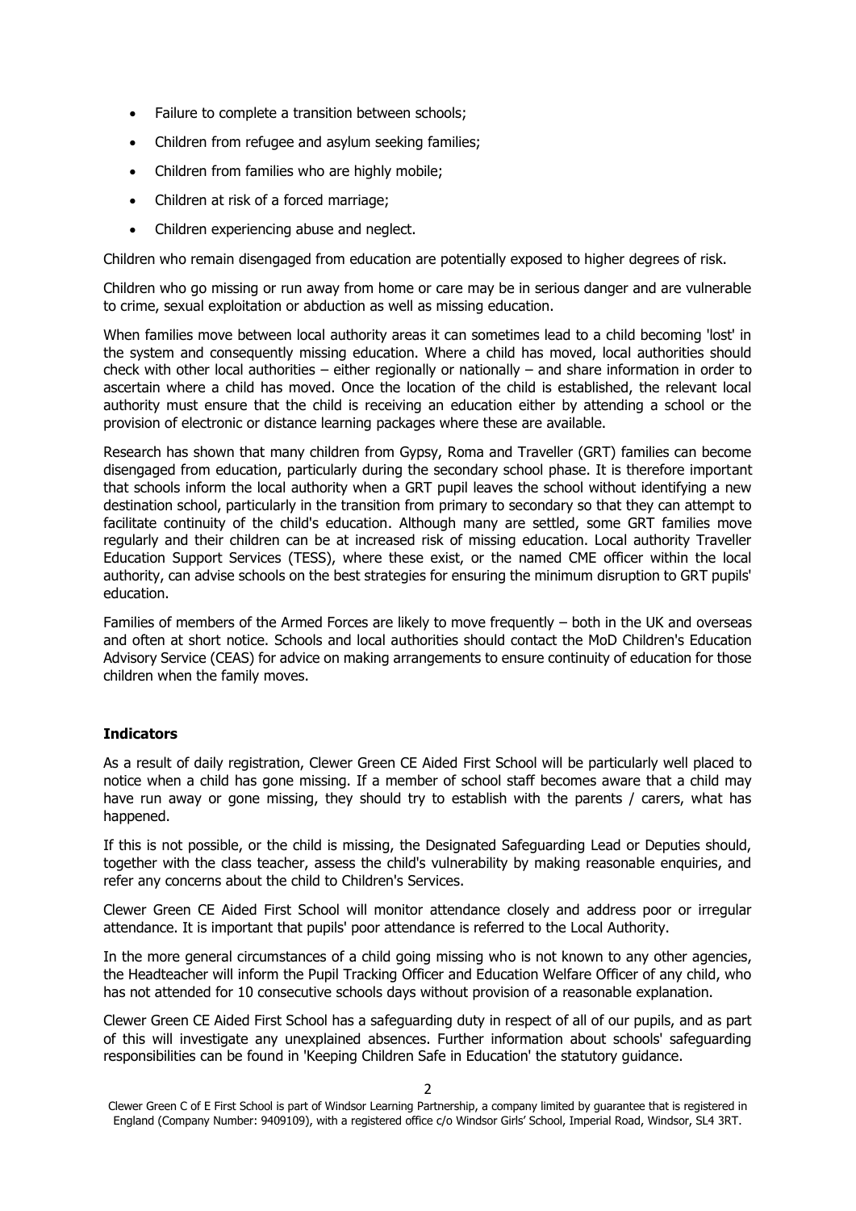- Failure to complete a transition between schools;
- Children from refugee and asylum seeking families;
- Children from families who are highly mobile;
- Children at risk of a forced marriage;
- Children experiencing abuse and neglect.

Children who remain disengaged from education are potentially exposed to higher degrees of risk.

Children who go missing or run away from home or care may be in serious danger and are vulnerable to crime, sexual exploitation or abduction as well as missing education.

When families move between local authority areas it can sometimes lead to a child becoming 'lost' in the system and consequently missing education. Where a child has moved, local authorities should check with other local authorities – either regionally or nationally – and share information in order to ascertain where a child has moved. Once the location of the child is established, the relevant local authority must ensure that the child is receiving an education either by attending a school or the provision of electronic or distance learning packages where these are available.

Research has shown that many children from Gypsy, Roma and Traveller (GRT) families can become disengaged from education, particularly during the secondary school phase. It is therefore important that schools inform the local authority when a GRT pupil leaves the school without identifying a new destination school, particularly in the transition from primary to secondary so that they can attempt to facilitate continuity of the child's education. Although many are settled, some GRT families move regularly and their children can be at increased risk of missing education. Local authority Traveller Education Support Services (TESS), where these exist, or the named CME officer within the local authority, can advise schools on the best strategies for ensuring the minimum disruption to GRT pupils' education.

Families of members of the Armed Forces are likely to move frequently – both in the UK and overseas and often at short notice. Schools and local authorities should contact the MoD Children's Education Advisory Service (CEAS) for advice on making arrangements to ensure continuity of education for those children when the family moves.

**Indicators**

As a result of daily registration, Clewer Green CE Aided First School will be particularly well placed to notice when a child has gone missing. If a member of school staff becomes aware that a child may have run away or gone missing, they should try to establish with the parents / carers, what has happened.

If this is not possible, or the child is missing, the Designated Safeguarding Lead or Deputies should, together with the class teacher, assess the child's vulnerability by making reasonable enquiries, and refer any concerns about the child to Children's Services.

Clewer Green CE Aided First School will monitor attendance closely and address poor or irregular attendance. It is important that pupils' poor attendance is referred to the Local Authority.

In the more general circumstances of a child going missing who is not known to any other agencies, the Headteacher will inform the Pupil Tracking Officer and Education Welfare Officer of any child, who has not attended for 10 consecutive schools days without provision of a reasonable explanation.

Clewer Green CE Aided First School has a safeguarding duty in respect of all of our pupils, and as part of this will investigate any unexplained absences. Further information about schools' safeguarding responsibilities can be found in 'Keeping Children Safe in Education' the statutory guidance.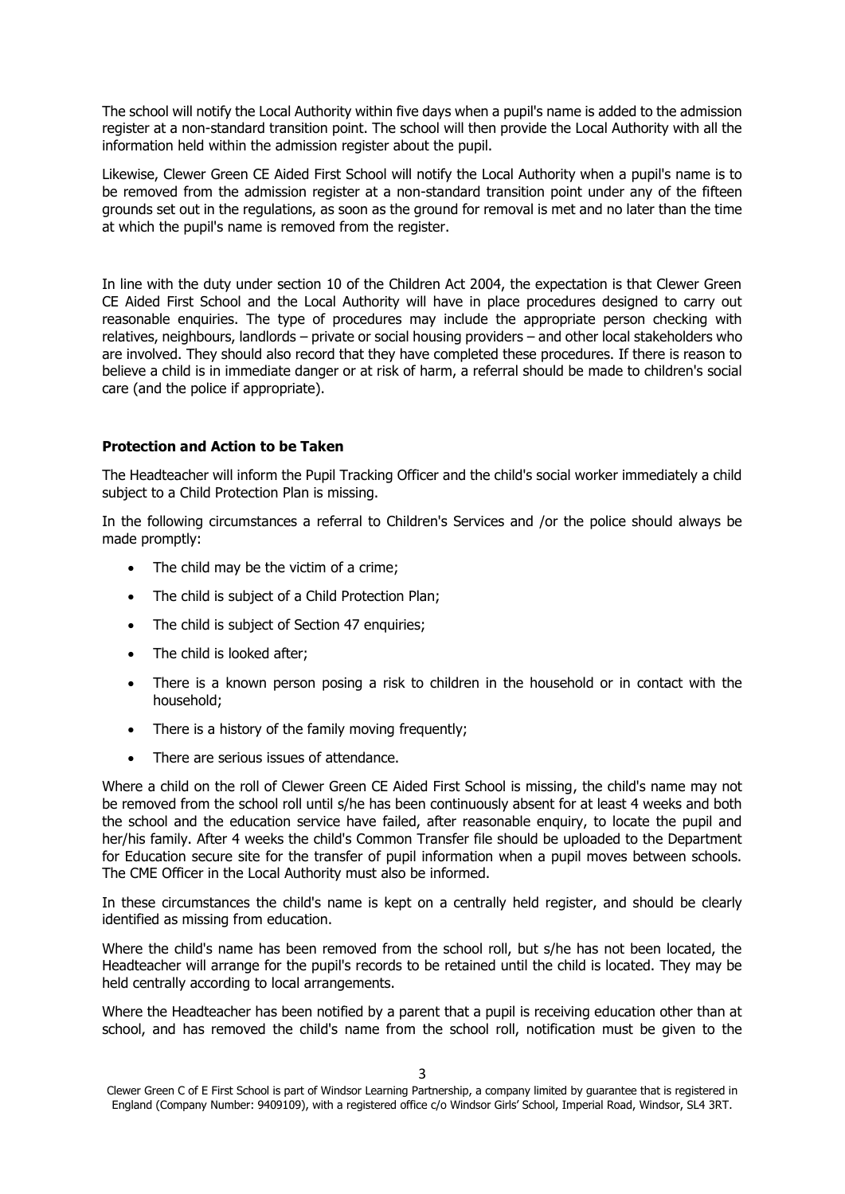The school will notify the Local Authority within five days when a pupil's name is added to the admission register at a non-standard transition point. The school will then provide the Local Authority with all the information held within the admission register about the pupil.

Likewise, Clewer Green CE Aided First School will notify the Local Authority when a pupil's name is to be removed from the admission register at a non-standard transition point under any of the fifteen grounds set out in the regulations, as soon as the ground for removal is met and no later than the time at which the pupil's name is removed from the register.

In line with the duty under section 10 of the Children Act 2004, the expectation is that Clewer Green CE Aided First School and the Local Authority will have in place procedures designed to carry out reasonable enquiries. The type of procedures may include the appropriate person checking with relatives, neighbours, landlords – private or social housing providers – and other local stakeholders who are involved. They should also record that they have completed these procedures. If there is reason to believe a child is in immediate danger or at risk of harm, a referral should be made to children's social care (and the police if appropriate).

**Protection and Action to be Taken**

The Headteacher will inform the Pupil Tracking Officer and the child's social worker immediately a child subject to a Child Protection Plan is missing.

In the following circumstances a referral to Children's Services and /or the police should always be made promptly:

- The child may be the victim of a crime;
- The child is subject of a Child Protection Plan;
- The child is subject of Section 47 enquiries;
- The child is looked after;
- There is a known person posing a risk to children in the household or in contact with the household;
- There is a history of the family moving frequently;
- There are serious issues of attendance.

Where a child on the roll of Clewer Green CE Aided First School is missing, the child's name may not be removed from the school roll until s/he has been continuously absent for at least 4 weeks and both the school and the education service have failed, after reasonable enquiry, to locate the pupil and her/his family. After 4 weeks the child's Common Transfer file should be uploaded to the Department for Education secure site for the transfer of pupil information when a pupil moves between schools. The CME Officer in the Local Authority must also be informed.

In these circumstances the child's name is kept on a centrally held register, and should be clearly identified as missing from education.

Where the child's name has been removed from the school roll, but s/he has not been located, the Headteacher will arrange for the pupil's records to be retained until the child is located. They may be held centrally according to local arrangements.

Where the Headteacher has been notified by a parent that a pupil is receiving education other than at school, and has removed the child's name from the school roll, notification must be given to the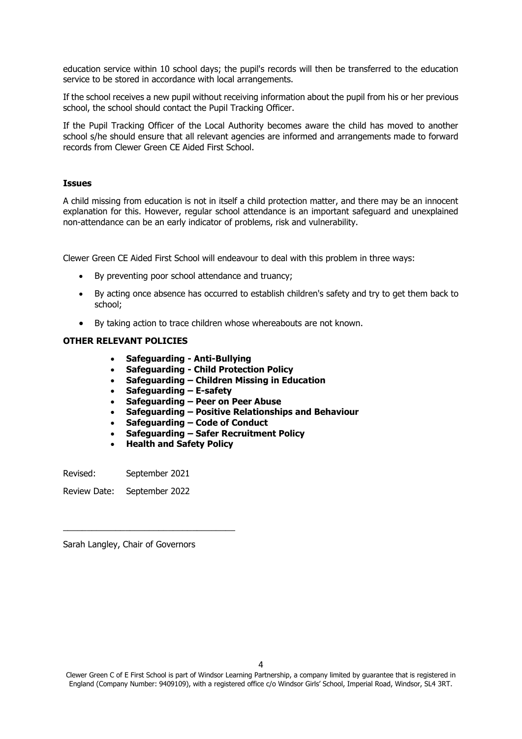education service within 10 school days; the pupil's records will then be transferred to the education service to be stored in accordance with local arrangements.

If the school receives a new pupil without receiving information about the pupil from his or her previous school, the school should contact the Pupil Tracking Officer.

If the Pupil Tracking Officer of the Local Authority becomes aware the child has moved to another school s/he should ensure that all relevant agencies are informed and arrangements made to forward records from Clewer Green CE Aided First School.

**Issues**

A child missing from education is not in itself a child protection matter, and there may be an innocent explanation for this. However, regular school attendance is an important safeguard and unexplained non-attendance can be an early indicator of problems, risk and vulnerability.

Clewer Green CE Aided First School will endeavour to deal with this problem in three ways:

- By preventing poor school attendance and truancy;
- By acting once absence has occurred to establish children's safety and try to get them back to school;
- By taking action to trace children whose whereabouts are not known.

**OTHER RELEVANT POLICIES**

- **Safeguarding - Anti-Bullying**
- **Safeguarding - Child Protection Policy**
- **Safeguarding – Children Missing in Education**
- **Safeguarding – E-safety**
- **Safeguarding – Peer on Peer Abuse**
- **Safeguarding – Positive Relationships and Behaviour**
- **Safeguarding – Code of Conduct**
- **Safeguarding – Safer Recruitment Policy**
- **Health and Safety Policy**

Revised: September 2021

Review Date: September 2022

\_\_\_\_\_\_\_\_\_\_\_\_\_\_\_\_\_\_\_\_\_\_\_\_\_\_\_\_\_\_\_\_\_\_\_

Sarah Langley, Chair of Governors

Clewer Green C of E First School is part of Windsor Learning Partnership, a company limited by guarantee that is registered in England (Company Number: 9409109), with a registered office c/o Windsor Girls' School, Imperial Road, Windsor, SL4 3RT.